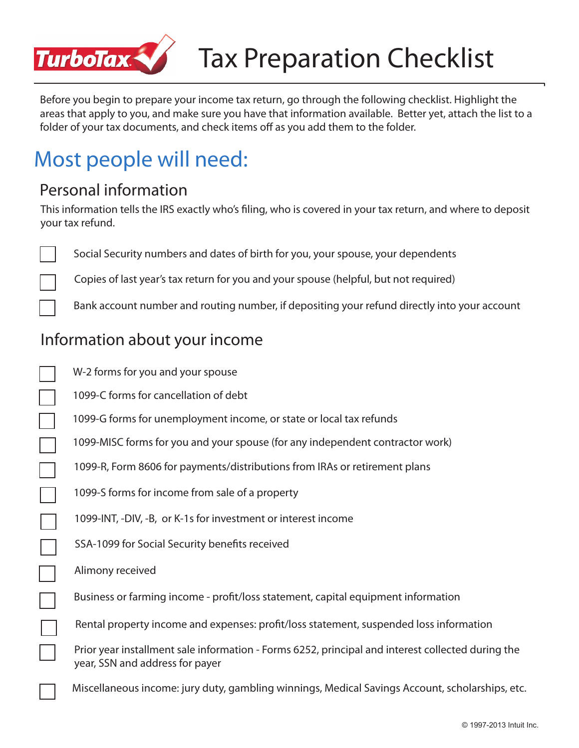# Tax Preparation Checklist

Before you begin to prepare your income tax return, go through the following checklist. Highlight the areas that apply to you, and make sure you have that information available. Better yet, attach the list to a folder of your tax documents, and check items off as you add them to the folder.

## Most people will need:

### Personal information

This information tells the IRS exactly who's filing, who is covered in your tax return, and where to deposit your tax refund.

- [ ] Social Security numbers and dates of birth for you, your spouse, your dependents
- [ ] Copies of last year's tax return for you and your spouse (helpful, but not required)
- [ ] Bank account number and routing number, if depositing your refund directly into your account

### Information about your income

- [ ] W-2 forms for you and your spouse
- [ ] 1099-C forms for cancellation of debt
- [ ] 1099-G forms for unemployment income, or state or local tax refunds
- [ ] 1099-MISC forms for you and your spouse (for any independent contractor work)
- [ ] 1099-R, Form 8606 for payments/distributions from IRAs or retirement plans
- [ ] 1099-S forms for income from sale of a property
- [ ] 1099-INT, -DIV, -B, or K-1s for investment or interest income
- [ ] SSA-1099 for Social Security benefits received
- [ ] Alimony received
- [ ] Business or farming income - profit/loss statement, capital equipment information
- [ ] Rental property income and expenses: profit/loss statement, suspended loss information
- [ ] Prior year installment sale information - Forms 6252, principal and interest collected during the year, SSN and address for payer
- [ ] Miscellaneous income: jury duty, gambling winnings, Medical Savings Account, scholarships, etc.

© 1997-2013 Intuit Inc.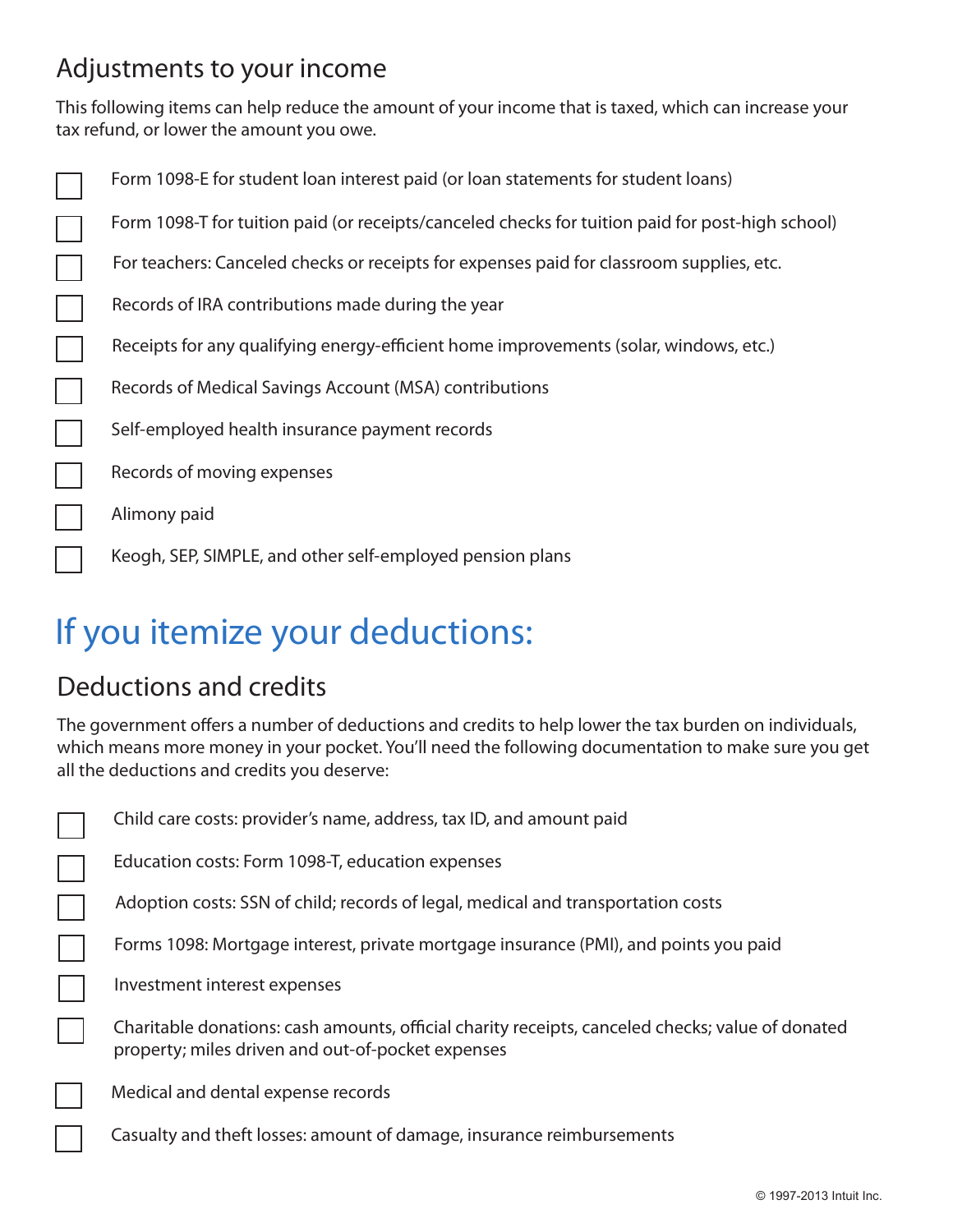## Adjustments to your income

This following items can help reduce the amount of your income that is taxed, which can increase your tax refund, or lower the amount you owe.

- [ ] Form 1098-E for student loan interest paid (or loan statements for student loans)
- [ ] Form 1098-T for tuition paid (or receipts/canceled checks for tuition paid for post-high school)
- [ ] For teachers: Canceled checks or receipts for expenses paid for classroom supplies, etc.
- [ ] Records of IRA contributions made during the year
- [ ] Receipts for any qualifying energy-efficient home improvements (solar, windows, etc.)
- [ ] Records of Medical Savings Account (MSA) contributions
- [ ] Self-employed health insurance payment records
- [ ] Records of moving expenses
- [ ] Alimony paid
- [ ] Keogh, SEP, SIMPLE, and other self-employed pension plans

# If you itemize your deductions:

## Deductions and credits

The government offers a number of deductions and credits to help lower the tax burden on individuals, which means more money in your pocket. You'll need the following documentation to make sure you get all the deductions and credits you deserve:

- [ ] Child care costs: provider's name, address, tax ID, and amount paid
- [ ] Education costs: Form 1098-T, education expenses
- [ ] Adoption costs: SSN of child; records of legal, medical and transportation costs
- [ ] Forms 1098: Mortgage interest, private mortgage insurance (PMI), and points you paid
- [ ] Investment interest expenses
- [ ] Charitable donations: cash amounts, official charity receipts, canceled checks; value of donated property; miles driven and out-of-pocket expenses
- [ ] Medical and dental expense records
- [ ] Casualty and theft losses: amount of damage, insurance reimbursements

© 1997-2013 Intuit Inc.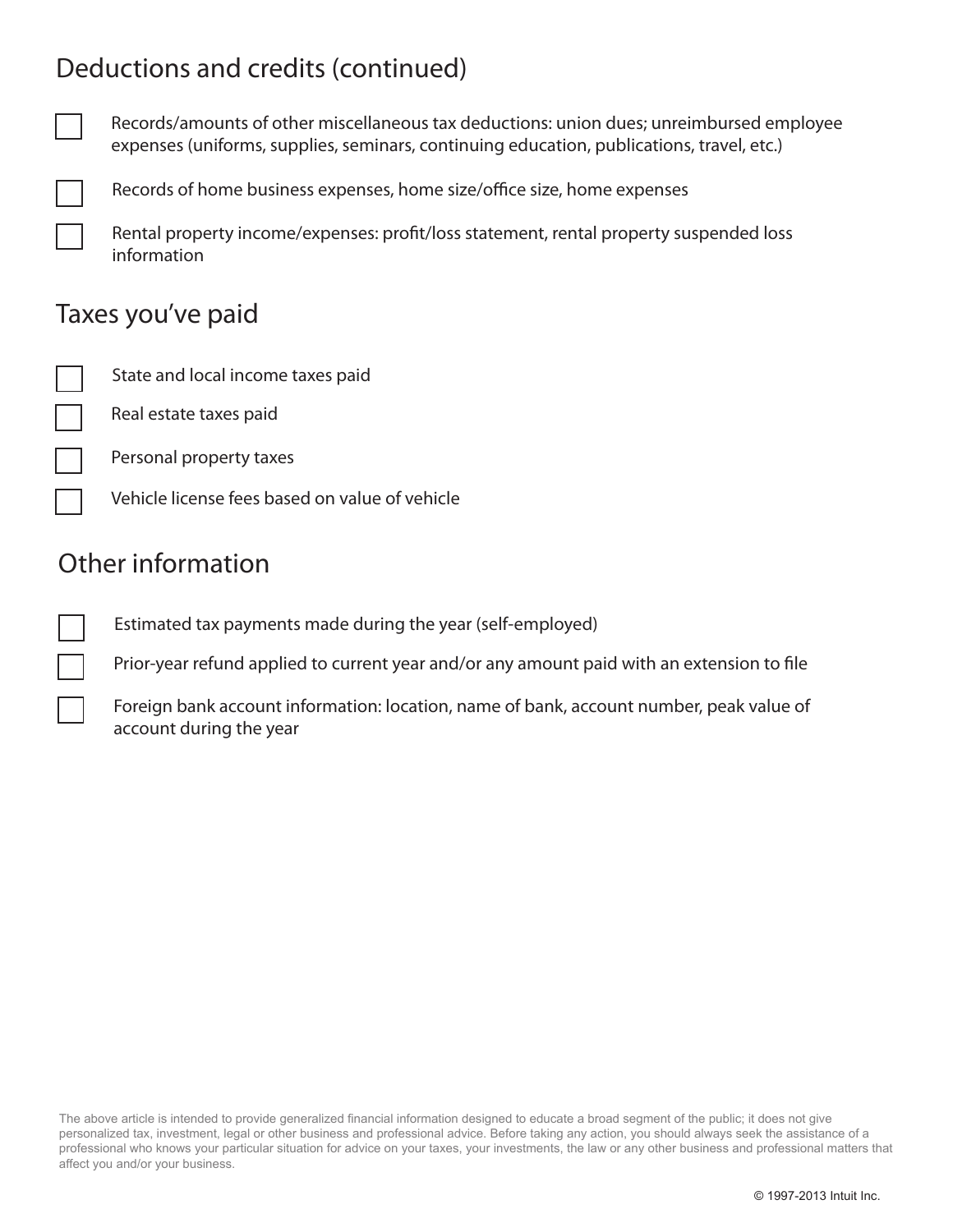## Deductions and credits (continued)

- [ ] Records/amounts of other miscellaneous tax deductions: union dues; unreimbursed employee expenses (uniforms, supplies, seminars, continuing education, publications, travel, etc.)
- [ ] Records of home business expenses, home size/office size, home expenses
- [ ] Rental property income/expenses: profit/loss statement, rental property suspended loss information

## Taxes you've paid

- [ ] State and local income taxes paid
- [ ] Real estate taxes paid
- [ ] Personal property taxes
- [ ] Vehicle license fees based on value of vehicle

## Other information

- [ ] Estimated tax payments made during the year (self-employed)
- [ ] Prior-year refund applied to current year and/or any amount paid with an extension to file
- [ ] Foreign bank account information: location, name of bank, account number, peak value of account during the year

The above article is intended to provide generalized financial information designed to educate a broad segment of the public; it does not give personalized tax, investment, legal or other business and professional advice. Before taking any action, you should always seek the assistance of a professional who knows your particular situation for advice on your taxes, your investments, the law or any other business and professional matters that affect you and/or your business.

© 1997-2013 Intuit Inc.